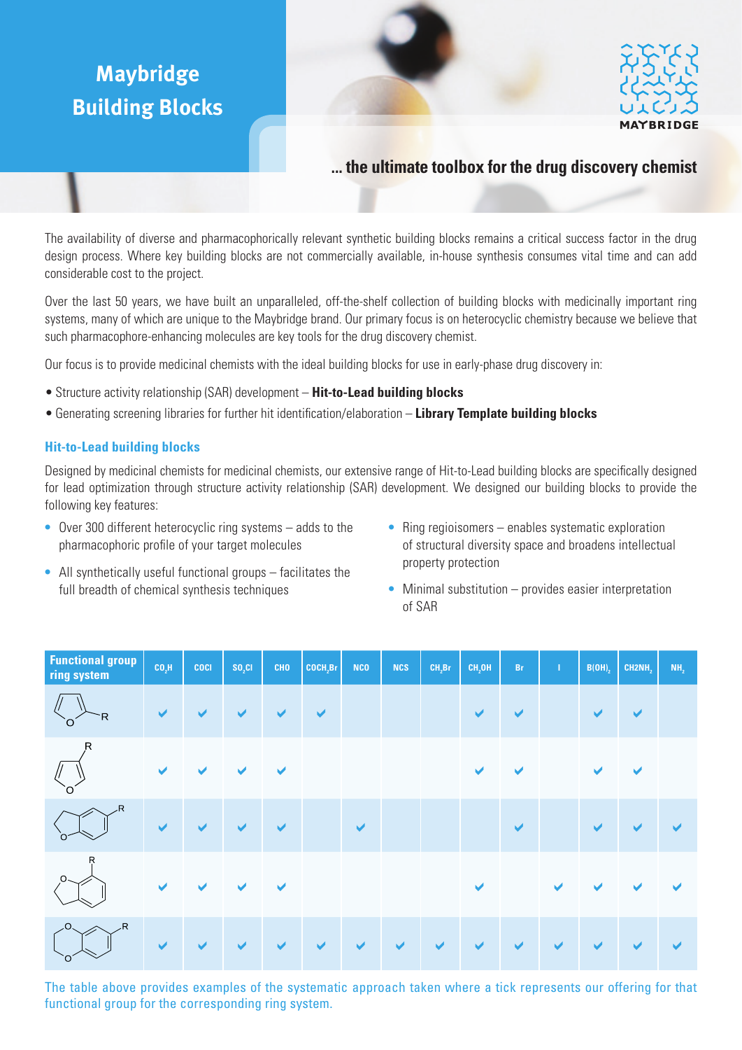# Maybridge Building Blocks

MAYBRIDGE

**... the ultimate toolbox for the drug discovery chemist**

The availability of diverse and pharmacophorically relevant synthetic building blocks remains a critical success factor in the drug design process. Where key building blocks are not commercially available, in-house synthesis consumes vital time and can add considerable cost to the project.

Over the last 50 years, we have built an unparalleled, off-the-shelf collection of building blocks with medicinally important ring systems, many of which are unique to the Maybridge brand. Our primary focus is on heterocyclic chemistry because we believe that such pharmacophore-enhancing molecules are key tools for the drug discovery chemist.

Our focus is to provide medicinal chemists with the ideal building blocks for use in early-phase drug discovery in:

- Structure activity relationship (SAR) development – **Hit-to-Lead building blocks**
- Generating screening libraries for further hit identification/elaboration – **Library Template building blocks**

## Hit-to-Lead building blocks

Designed by medicinal chemists for medicinal chemists, our extensive range of Hit-to-Lead building blocks are specifically designed for lead optimization through structure activity relationship (SAR) development. We designed our building blocks to provide the following key features:

- Over 300 different heterocyclic ring systems – adds to the pharmacophoric profile of your target molecules
- All synthetically useful functional groups – facilitates the full breadth of chemical synthesis techniques
- Ring regioisomers – enables systematic exploration of structural diversity space and broadens intellectual property protection
- Minimal substitution – provides easier interpretation of SAR

| Functional group / ring system | $CO_2H$ | COCl | $SO_2Cl$ | CHO | $COCH_2Br$ | NCO | NCS | $CH_2Br$ | $CH_2OH$ | Br | I | $B(OH)_2$ | $CH_2NH_2$ | $NH_2$ |
|---|---|---|---|---|---|---|---|---|---|---|---|---|---|---|
| Furan-2-yl (R) | ✔ | ✔ | ✔ | ✔ | ✔ | | | | ✔ | ✔ | | ✔ | ✔ | |
| Furan-3-yl (R) | ✔ | ✔ | ✔ | ✔ | | | | | ✔ | ✔ | | ✔ | ✔ | |
| 2,3-Dihydrobenzofuran-5-yl (R) | ✔ | ✔ | ✔ | ✔ | | ✔ | | | | ✔ | | ✔ | ✔ | ✔ |
| 2,3-Dihydrobenzofuran-7-yl (R) | ✔ | ✔ | ✔ | ✔ | | | | | ✔ | | ✔ | ✔ | ✔ | ✔ |
| 2,3-Dihydro-1,4-benzodioxin-6-yl (R) | ✔ | ✔ | ✔ | ✔ | ✔ | ✔ | ✔ | ✔ | ✔ | ✔ | ✔ | ✔ | ✔ | ✔ |

The table above provides examples of the systematic approach taken where a tick represents our offering for that functional group for the corresponding ring system.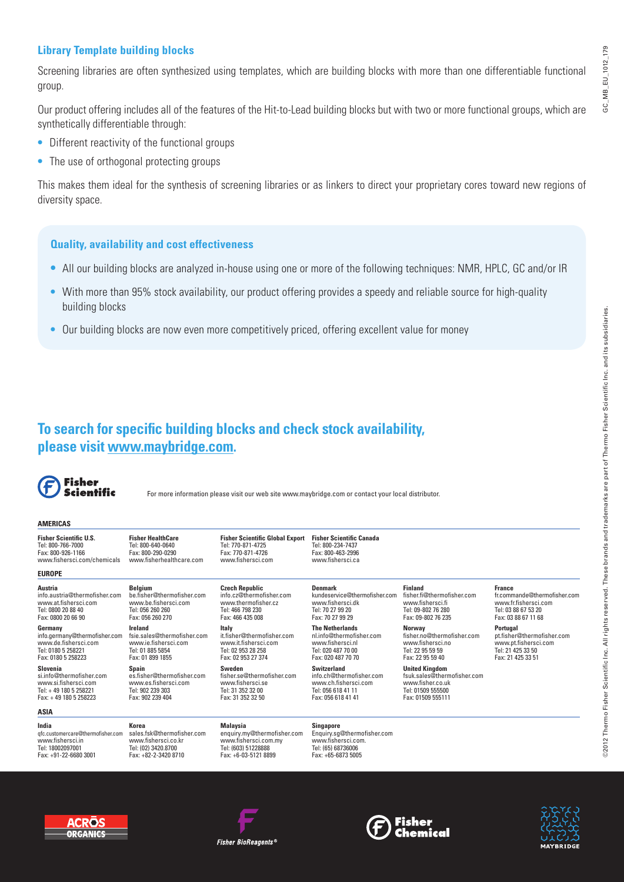## Library Template building blocks

Screening libraries are often synthesized using templates, which are building blocks with more than one differentiable functional group.

Our product offering includes all of the features of the Hit-to-Lead building blocks but with two or more functional groups, which are synthetically differentiable through:

- Different reactivity of the functional groups
- The use of orthogonal protecting groups

This makes them ideal for the synthesis of screening libraries or as linkers to direct your proprietary cores toward new regions of diversity space.

### Quality, availability and cost effectiveness

- All our building blocks are analyzed in-house using one or more of the following techniques: NMR, HPLC, GC and/or IR
- With more than 95% stock availability, our product offering provides a speedy and reliable source for high-quality building blocks
- Our building blocks are now even more competitively priced, offering excellent value for money

## To search for specific building blocks and check stock availability, please visit www.maybridge.com.

Fisher Scientific

For more information please visit our web site www.maybridge.com or contact your local distributor.

### AMERICAS

**Fisher Scientific U.S.**
Tel: 800-766-7000
Fax: 800-926-1166
www.fishersci.com/chemicals

**Fisher HealthCare**
Tel: 800-640-0640
Fax: 800-290-0290
www.fisherhealthcare.com

**Fisher Scientific Global Export**
Tel: 770-871-4725
Fax: 770-871-4726
www.fishersci.com

**Fisher Scientific Canada**
Tel: 800-234-7437
Fax: 800-463-2996
www.fishersci.ca

### EUROPE

**Austria**
info.austria@thermofisher.com
www.at.fishersci.com
Tel: 0800 20 88 40
Fax: 0800 20 66 90

**Belgium**
be.fisher@thermofisher.com
www.be.fishersci.com
Tel: 056 260 260
Fax: 056 260 270

**Czech Republic**
info.cz@thermofisher.com
www.thermofisher.cz
Tel: 466 798 230
Fax: 466 435 008

**Denmark**
kundeservice@thermofisher.com
www.fishersci.dk
Tel: 70 27 99 20
Fax: 70 27 99 29

**Finland**
fisher.fi@thermofisher.com
www.fishersci.fi
Tel: 09-802 76 280
Fax: 09-802 76 235

**France**
fr.commande@thermofisher.com
www.fr.fishersci.com
Tel: 03 88 67 53 20
Fax: 03 88 67 11 68

**Germany**
info.germany@thermofisher.com
www.de.fishersci.com
Tel: 0180 5 258221
Fax: 0180 5 258223

**Ireland**
fsie.sales@thermofisher.com
www.ie.fishersci.com
Tel: 01 885 5854
Fax: 01 899 1855

**Italy**
it.fisher@thermofisher.com
www.it.fishersci.com
Tel: 02 953 28 258
Fax: 02 953 27 374

**The Netherlands**
nl.info@thermofisher.com
www.fishersci.nl
Tel: 020 487 70 00
Fax: 020 487 70 70

**Norway**
fisher.no@thermofisher.com
www.fishersci.no
Tel: 22 95 59 59
Fax: 22 95 59 40

**Portugal**
pt.fisher@thermofisher.com
www.pt.fishersci.com
Tel: 21 425 33 50
Fax: 21 425 33 51

**Slovenia**
si.info@thermofisher.com
www.si.fishersci.com
Tel: + 49 180 5 258221
Fax: + 49 180 5 258223

**Spain**
es.fisher@thermofisher.com
www.es.fishersci.com
Tel: 902 239 303
Fax: 902 239 404

**Sweden**
fisher.se@thermofisher.com
www.fishersci.se
Tel: 31 352 32 00
Fax: 31 352 32 50

**Switzerland**
info.ch@thermofisher.com
www.ch.fishersci.com
Tel: 056 618 41 11
Fax: 056 618 41 41

**United Kingdom**
fsuk.sales@thermofisher.com
www.fisher.co.uk
Tel: 01509 555500
Fax: 01509 555111

### ASIA

**India**
qfc.customercare@thermofisher.com
www.fishersci.in
Tel: 18002097001
Fax: +91-22-6680 3001

**Korea**
sales.fsk@thermofisher.com
www.fishersci.co.kr
Tel: (02) 3420.8700
Fax: +82-2-3420 8710

**Malaysia**
enquiry.my@thermofisher.com
www.fishersci.com.my
Tel: (603) 51228888
Fax: +6-03-5121 8899

**Singapore**
Enquiry.sg@thermofisher.com
www.fishersci.com.
Tel: (65) 68736006
Fax: +65-6873 5005

©2012 Thermo Fisher Scientific Inc. All rights reserved. These brands and trademarks are part of Thermo Fisher Scientific Inc. and its subsidiaries.

GC_MB_EU_1012_179

ACROS ORGANICS | Fisher BioReagents® | Fisher Chemical | MAYBRIDGE